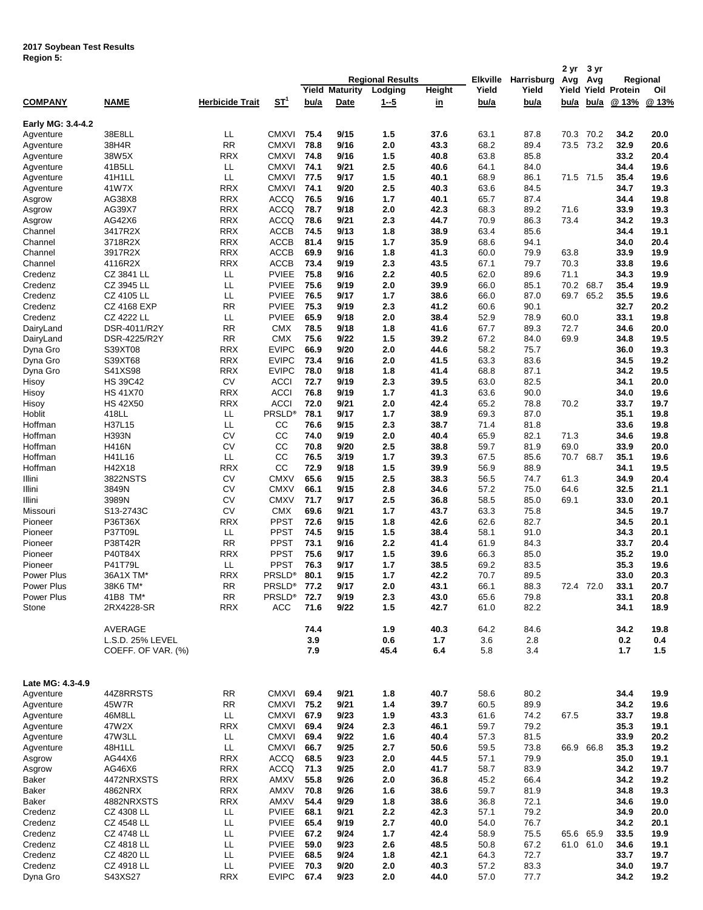**2017 Soybean Test Results**
**Region 5:**

| COMPANY | NAME | Herbicide Trait | ST[1] | Regional Results Yield bu/a | Maturity Date | Lodging 1--5 | Height in | Elkville Yield bu/a | Harrisburg Yield bu/a | 2 yr Avg Yield bu/a | 3 yr Avg Yield bu/a | Regional Protein @ 13% | Oil @ 13% |
|---|---|---|---|---|---|---|---|---|---|---|---|---|---|
| **Early MG: 3.4-4.2** | | | | | | | | | | | | | |
| Agventure | 38E8LL | LL | CMXVI | **75.4** | **9/15** | **1.5** | **37.6** | 63.1 | 87.8 | 70.3 | 70.2 | **34.2** | **20.0** |
| Agventure | 38H4R | RR | CMXVI | **78.8** | **9/16** | **2.0** | **43.3** | 68.2 | 89.4 | 73.5 | 73.2 | **32.9** | **20.6** |
| Agventure | 38W5X | RRX | CMXVI | **74.8** | **9/16** | **1.5** | **40.8** | 63.8 | 85.8 | | | **33.2** | **20.4** |
| Agventure | 41B5LL | LL | CMXVI | **74.1** | **9/21** | **2.5** | **40.6** | 64.1 | 84.0 | | | **34.4** | **19.6** |
| Agventure | 41H1LL | LL | CMXVI | **77.5** | **9/17** | **1.5** | **40.1** | 68.9 | 86.1 | 71.5 | 71.5 | **35.4** | **19.6** |
| Agventure | 41W7X | RRX | CMXVI | **74.1** | **9/20** | **2.5** | **40.3** | 63.6 | 84.5 | | | **34.7** | **19.3** |
| Asgrow | AG38X8 | RRX | ACCQ | **76.5** | **9/16** | **1.7** | **40.1** | 65.7 | 87.4 | | | **34.4** | **19.8** |
| Asgrow | AG39X7 | RRX | ACCQ | **78.7** | **9/18** | **2.0** | **42.3** | 68.3 | 89.2 | 71.6 | | **33.9** | **19.3** |
| Asgrow | AG42X6 | RRX | ACCQ | **78.6** | **9/21** | **2.3** | **44.7** | 70.9 | 86.3 | 73.4 | | **34.2** | **19.3** |
| Channel | 3417R2X | RRX | ACCB | **74.5** | **9/13** | **1.8** | **38.9** | 63.4 | 85.6 | | | **34.4** | **19.1** |
| Channel | 3718R2X | RRX | ACCB | **81.4** | **9/15** | **1.7** | **35.9** | 68.6 | 94.1 | | | **34.0** | **20.4** |
| Channel | 3917R2X | RRX | ACCB | **69.9** | **9/16** | **1.8** | **41.3** | 60.0 | 79.9 | 63.8 | | **33.9** | **19.9** |
| Channel | 4116R2X | RRX | ACCB | **73.4** | **9/19** | **2.3** | **43.5** | 67.1 | 79.7 | 70.3 | | **33.8** | **19.6** |
| Credenz | CZ 3841 LL | LL | PVIEE | **75.8** | **9/16** | **2.2** | **40.5** | 62.0 | 89.6 | 71.1 | | **34.3** | **19.9** |
| Credenz | CZ 3945 LL | LL | PVIEE | **75.6** | **9/19** | **2.0** | **39.9** | 66.0 | 85.1 | 70.2 | 68.7 | **35.4** | **19.9** |
| Credenz | CZ 4105 LL | LL | PVIEE | **76.5** | **9/17** | **1.7** | **38.6** | 66.0 | 87.0 | 69.7 | 65.2 | **35.5** | **19.6** |
| Credenz | CZ 4168 EXP | RR | PVIEE | **75.3** | **9/19** | **2.3** | **41.2** | 60.6 | 90.1 | | | **32.7** | **20.2** |
| Credenz | CZ 4222 LL | LL | PVIEE | **65.9** | **9/18** | **2.0** | **38.4** | 52.9 | 78.9 | 60.0 | | **33.1** | **19.8** |
| DairyLand | DSR-4011/R2Y | RR | CMX | **78.5** | **9/18** | **1.8** | **41.6** | 67.7 | 89.3 | 72.7 | | **34.6** | **20.0** |
| DairyLand | DSR-4225/R2Y | RR | CMX | **75.6** | **9/22** | **1.5** | **39.2** | 67.2 | 84.0 | 69.9 | | **34.8** | **19.5** |
| Dyna Gro | S39XT08 | RRX | EVIPC | **66.9** | **9/20** | **2.0** | **44.6** | 58.2 | 75.7 | | | **36.0** | **19.3** |
| Dyna Gro | S39XT68 | RRX | EVIPC | **73.4** | **9/16** | **2.0** | **41.5** | 63.3 | 83.6 | | | **34.5** | **19.2** |
| Dyna Gro | S41XS98 | RRX | EVIPC | **78.0** | **9/18** | **1.8** | **41.4** | 68.8 | 87.1 | | | **34.2** | **19.5** |
| Hisoy | HS 39C42 | CV | ACCI | **72.7** | **9/19** | **2.3** | **39.5** | 63.0 | 82.5 | | | **34.1** | **20.0** |
| Hisoy | HS 41X70 | RRX | ACCI | **76.8** | **9/19** | **1.7** | **41.3** | 63.6 | 90.0 | | | **34.0** | **19.6** |
| Hisoy | HS 42X50 | RRX | ACCI | **72.0** | **9/21** | **2.0** | **42.4** | 65.2 | 78.8 | 70.2 | | **33.7** | **19.7** |
| Hoblit | 418LL | LL | PRSLD® | **78.1** | **9/17** | **1.7** | **38.9** | 69.3 | 87.0 | | | **35.1** | **19.8** |
| Hoffman | H37L15 | LL | CC | **76.6** | **9/15** | **2.3** | **38.7** | 71.4 | 81.8 | | | **33.6** | **19.8** |
| Hoffman | H393N | CV | CC | **74.0** | **9/19** | **2.0** | **40.4** | 65.9 | 82.1 | 71.3 | | **34.6** | **19.8** |
| Hoffman | H416N | CV | CC | **70.8** | **9/20** | **2.5** | **38.8** | 59.7 | 81.9 | 69.0 | | **33.9** | **20.0** |
| Hoffman | H41L16 | LL | CC | **76.5** | **3/19** | **1.7** | **39.3** | 67.5 | 85.6 | 70.7 | 68.7 | **35.1** | **19.6** |
| Hoffman | H42X18 | RRX | CC | **72.9** | **9/18** | **1.5** | **39.9** | 56.9 | 88.9 | | | **34.1** | **19.5** |
| Illini | 3822NSTS | CV | CMXV | **65.6** | **9/15** | **2.5** | **38.3** | 56.5 | 74.7 | 61.3 | | **34.9** | **20.4** |
| Illini | 3849N | CV | CMXV | **66.1** | **9/15** | **2.8** | **34.6** | 57.2 | 75.0 | 64.6 | | **32.5** | **21.1** |
| Illini | 3989N | CV | CMXV | **71.7** | **9/17** | **2.5** | **36.8** | 58.5 | 85.0 | 69.1 | | **33.0** | **20.1** |
| Missouri | S13-2743C | CV | CMX | **69.6** | **9/21** | **1.7** | **43.7** | 63.3 | 75.8 | | | **34.5** | **19.7** |
| Pioneer | P36T36X | RRX | PPST | **72.6** | **9/15** | **1.8** | **42.6** | 62.6 | 82.7 | | | **34.5** | **20.1** |
| Pioneer | P37T09L | LL | PPST | **74.5** | **9/15** | **1.5** | **38.4** | 58.1 | 91.0 | | | **34.3** | **20.1** |
| Pioneer | P38T42R | RR | PPST | **73.1** | **9/16** | **2.2** | **41.4** | 61.9 | 84.3 | | | **33.7** | **20.4** |
| Pioneer | P40T84X | RRX | PPST | **75.6** | **9/17** | **1.5** | **39.6** | 66.3 | 85.0 | | | **35.2** | **19.0** |
| Pioneer | P41T79L | LL | PPST | **76.3** | **9/17** | **1.7** | **38.5** | 69.2 | 83.5 | | | **35.3** | **19.6** |
| Power Plus | 36A1X TM* | RRX | PRSLD® | **80.1** | **9/15** | **1.7** | **42.2** | 70.7 | 89.5 | | | **33.0** | **20.3** |
| Power Plus | 38K6 TM* | RR | PRSLD® | **77.2** | **9/17** | **2.0** | **43.1** | 66.1 | 88.3 | 72.4 | 72.0 | **33.1** | **20.7** |
| Power Plus | 41B8 TM* | RR | PRSLD® | **72.7** | **9/19** | **2.3** | **43.0** | 65.6 | 79.8 | | | **33.1** | **20.8** |
| Stone | 2RX4228-SR | RRX | ACC | **71.6** | **9/22** | **1.5** | **42.7** | 61.0 | 82.2 | | | **34.1** | **18.9** |
| | AVERAGE | | | **74.4** | | **1.9** | **40.3** | 64.2 | 84.6 | | | **34.2** | **19.8** |
| | L.S.D. 25% LEVEL | | | **3.9** | | **0.6** | **1.7** | 3.6 | 2.8 | | | **0.2** | **0.4** |
| | COEFF. OF VAR. (%) | | | **7.9** | | **45.4** | **6.4** | 5.8 | 3.4 | | | **1.7** | **1.5** |
| **Late MG: 4.3-4.9** | | | | | | | | | | | | | |
| Agventure | 44Z8RRSTS | RR | CMXVI | **69.4** | **9/21** | **1.8** | **40.7** | 58.6 | 80.2 | | | **34.4** | **19.9** |
| Agventure | 45W7R | RR | CMXVI | **75.2** | **9/21** | **1.4** | **39.7** | 60.5 | 89.9 | | | **34.2** | **19.6** |
| Agventure | 46M8LL | LL | CMXVI | **67.9** | **9/23** | **1.9** | **43.3** | 61.6 | 74.2 | 67.5 | | **33.7** | **19.8** |
| Agventure | 47W2X | RRX | CMXVI | **69.4** | **9/24** | **2.3** | **46.1** | 59.7 | 79.2 | | | **35.3** | **19.1** |
| Agventure | 47W3LL | LL | CMXVI | **69.4** | **9/22** | **1.6** | **40.4** | 57.3 | 81.5 | | | **33.9** | **20.2** |
| Agventure | 48H1LL | LL | CMXVI | **66.7** | **9/25** | **2.7** | **50.6** | 59.5 | 73.8 | 66.9 | 66.8 | **35.3** | **19.2** |
| Asgrow | AG44X6 | RRX | ACCQ | **68.5** | **9/23** | **2.0** | **44.5** | 57.1 | 79.9 | | | **35.0** | **19.1** |
| Asgrow | AG46X6 | RRX | ACCQ | **71.3** | **9/25** | **2.0** | **41.7** | 58.7 | 83.9 | | | **34.2** | **19.7** |
| Baker | 4472NRXSTS | RRX | AMXV | **55.8** | **9/26** | **2.0** | **36.8** | 45.2 | 66.4 | | | **34.2** | **19.2** |
| Baker | 4862NRX | RRX | AMXV | **70.8** | **9/26** | **1.6** | **38.6** | 59.7 | 81.9 | | | **34.8** | **19.3** |
| Baker | 4882NRXSTS | RRX | AMXV | **54.4** | **9/29** | **1.8** | **38.6** | 36.8 | 72.1 | | | **34.6** | **19.0** |
| Credenz | CZ 4308 LL | LL | PVIEE | **68.1** | **9/21** | **2.2** | **42.3** | 57.1 | 79.2 | | | **34.9** | **20.0** |
| Credenz | CZ 4548 LL | LL | PVIEE | **65.4** | **9/19** | **2.7** | **40.0** | 54.0 | 76.7 | | | **34.2** | **20.1** |
| Credenz | CZ 4748 LL | LL | PVIEE | **67.2** | **9/24** | **1.7** | **42.4** | 58.9 | 75.5 | 65.6 | 65.9 | **33.5** | **19.9** |
| Credenz | CZ 4818 LL | LL | PVIEE | **59.0** | **9/23** | **2.6** | **48.5** | 50.8 | 67.2 | 61.0 | 61.0 | **34.6** | **19.1** |
| Credenz | CZ 4820 LL | LL | PVIEE | **68.5** | **9/24** | **1.8** | **42.1** | 64.3 | 72.7 | | | **33.7** | **19.7** |
| Credenz | CZ 4918 LL | LL | PVIEE | **70.3** | **9/20** | **2.0** | **40.3** | 57.2 | 83.3 | | | **34.0** | **19.7** |
| Dyna Gro | S43XS27 | RRX | EVIPC | **67.4** | **9/23** | **2.0** | **44.0** | 57.0 | 77.7 | | | **34.2** | **19.2** |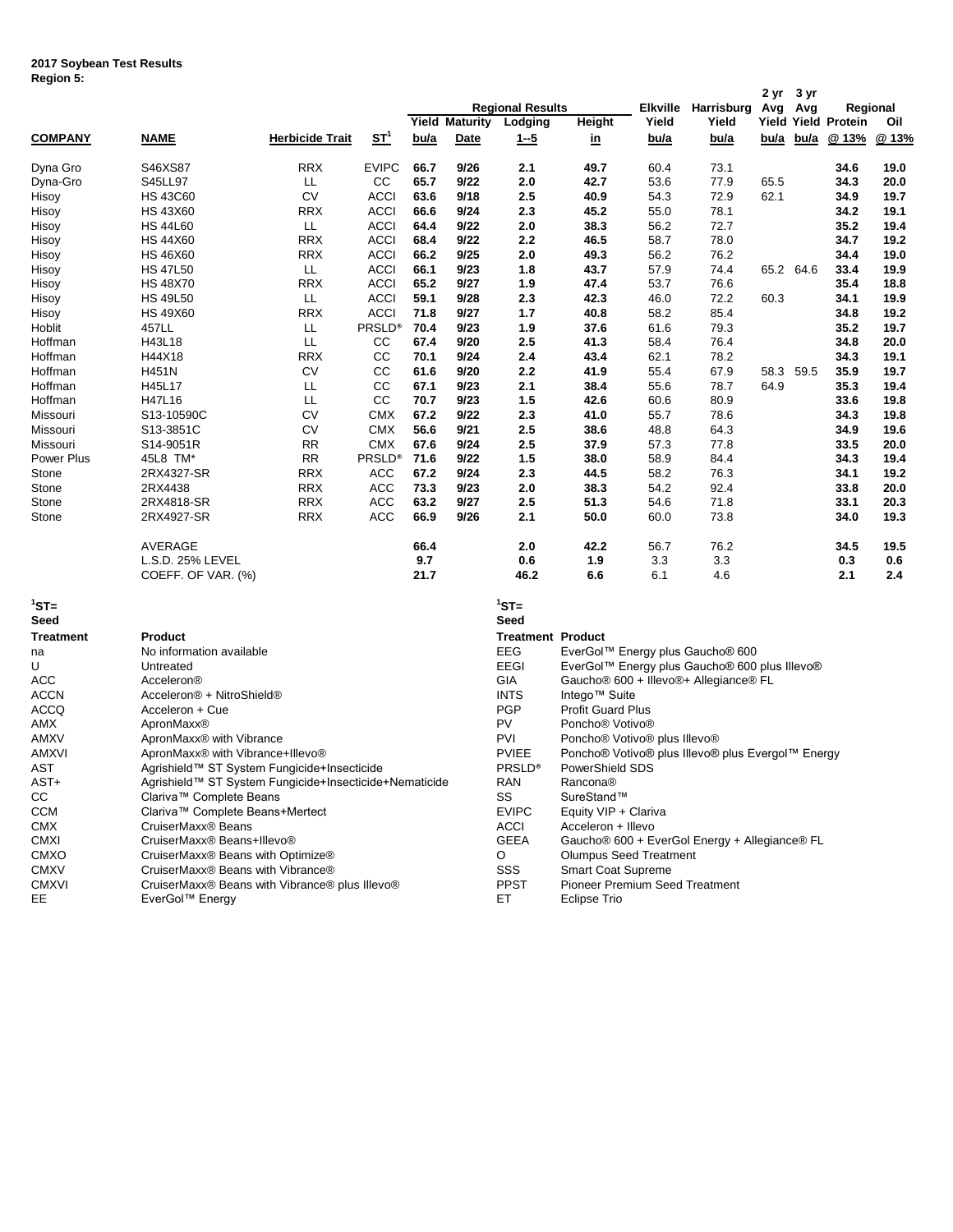**2017 Soybean Test Results**
**Region 5:**

| COMPANY | NAME | Herbicide Trait | ST[1] | Regional Results Yield bu/a | Regional Results Maturity Date | Regional Results Lodging 1--5 | Regional Results Height in | Elkville Yield bu/a | Harrisburg Yield bu/a | 2 yr Avg Yield bu/a | 3 yr Avg Yield bu/a | Regional Protein @ 13% | Regional Oil @ 13% |
|---|---|---|---|---|---|---|---|---|---|---|---|---|---|
| Dyna Gro | S46XS87 | RRX | EVIPC | **66.7** | **9/26** | **2.1** | **49.7** | 60.4 | 73.1 | | | **34.6** | **19.0** |
| Dyna-Gro | S45LL97 | LL | CC | **65.7** | **9/22** | **2.0** | **42.7** | 53.6 | 77.9 | 65.5 | | **34.3** | **20.0** |
| Hisoy | HS 43C60 | CV | ACCI | **63.6** | **9/18** | **2.5** | **40.9** | 54.3 | 72.9 | 62.1 | | **34.9** | **19.7** |
| Hisoy | HS 43X60 | RRX | ACCI | **66.6** | **9/24** | **2.3** | **45.2** | 55.0 | 78.1 | | | **34.2** | **19.1** |
| Hisoy | HS 44L60 | LL | ACCI | **64.4** | **9/22** | **2.0** | **38.3** | 56.2 | 72.7 | | | **35.2** | **19.4** |
| Hisoy | HS 44X60 | RRX | ACCI | **68.4** | **9/22** | **2.2** | **46.5** | 58.7 | 78.0 | | | **34.7** | **19.2** |
| Hisoy | HS 46X60 | RRX | ACCI | **66.2** | **9/25** | **2.0** | **49.3** | 56.2 | 76.2 | | | **34.4** | **19.0** |
| Hisoy | HS 47L50 | LL | ACCI | **66.1** | **9/23** | **1.8** | **43.7** | 57.9 | 74.4 | 65.2 | 64.6 | **33.4** | **19.9** |
| Hisoy | HS 48X70 | RRX | ACCI | **65.2** | **9/27** | **1.9** | **47.4** | 53.7 | 76.6 | | | **35.4** | **18.8** |
| Hisoy | HS 49L50 | LL | ACCI | **59.1** | **9/28** | **2.3** | **42.3** | 46.0 | 72.2 | 60.3 | | **34.1** | **19.9** |
| Hisoy | HS 49X60 | RRX | ACCI | **71.8** | **9/27** | **1.7** | **40.8** | 58.2 | 85.4 | | | **34.8** | **19.2** |
| Hoblit | 457LL | LL | PRSLD® | **70.4** | **9/23** | **1.9** | **37.6** | 61.6 | 79.3 | | | **35.2** | **19.7** |
| Hoffman | H43L18 | LL | CC | **67.4** | **9/20** | **2.5** | **41.3** | 58.4 | 76.4 | | | **34.8** | **20.0** |
| Hoffman | H44X18 | RRX | CC | **70.1** | **9/24** | **2.4** | **43.4** | 62.1 | 78.2 | | | **34.3** | **19.1** |
| Hoffman | H451N | CV | CC | **61.6** | **9/20** | **2.2** | **41.9** | 55.4 | 67.9 | 58.3 | 59.5 | **35.9** | **19.7** |
| Hoffman | H45L17 | LL | CC | **67.1** | **9/23** | **2.1** | **38.4** | 55.6 | 78.7 | 64.9 | | **35.3** | **19.4** |
| Hoffman | H47L16 | LL | CC | **70.7** | **9/23** | **1.5** | **42.6** | 60.6 | 80.9 | | | **33.6** | **19.8** |
| Missouri | S13-10590C | CV | CMX | **67.2** | **9/22** | **2.3** | **41.0** | 55.7 | 78.6 | | | **34.3** | **19.8** |
| Missouri | S13-3851C | CV | CMX | **56.6** | **9/21** | **2.5** | **38.6** | 48.8 | 64.3 | | | **34.9** | **19.6** |
| Missouri | S14-9051R | RR | CMX | **67.6** | **9/24** | **2.5** | **37.9** | 57.3 | 77.8 | | | **33.5** | **20.0** |
| Power Plus | 45L8 TM* | RR | PRSLD® | **71.6** | **9/22** | **1.5** | **38.0** | 58.9 | 84.4 | | | **34.3** | **19.4** |
| Stone | 2RX4327-SR | RRX | ACC | **67.2** | **9/24** | **2.3** | **44.5** | 58.2 | 76.3 | | | **34.1** | **19.2** |
| Stone | 2RX4438 | RRX | ACC | **73.3** | **9/23** | **2.0** | **38.3** | 54.2 | 92.4 | | | **33.8** | **20.0** |
| Stone | 2RX4818-SR | RRX | ACC | **63.2** | **9/27** | **2.5** | **51.3** | 54.6 | 71.8 | | | **33.1** | **20.3** |
| Stone | 2RX4927-SR | RRX | ACC | **66.9** | **9/26** | **2.1** | **50.0** | 60.0 | 73.8 | | | **34.0** | **19.3** |
| | AVERAGE | | | **66.4** | | **2.0** | **42.2** | 56.7 | 76.2 | | | **34.5** | **19.5** |
| | L.S.D. 25% LEVEL | | | **9.7** | | **0.6** | **1.9** | 3.3 | 3.3 | | | **0.3** | **0.6** |
| | COEFF. OF VAR. (%) | | | **21.7** | | **46.2** | **6.6** | 6.1 | 4.6 | | | **2.1** | **2.4** |

[1]ST= Seed Treatment

| Seed Treatment | Product |
|---|---|
| na | No information available |
| U | Untreated |
| ACC | Acceleron® |
| ACCN | Acceleron® + NitroShield® |
| ACCQ | Acceleron + Cue |
| AMX | ApronMaxx® |
| AMXV | ApronMaxx® with Vibrance |
| AMXVI | ApronMaxx® with Vibrance+Illevo® |
| AST | Agrishield™ ST System Fungicide+Insecticide |
| AST+ | Agrishield™ ST System Fungicide+Insecticide+Nematicide |
| CC | Clariva™ Complete Beans |
| CCM | Clariva™ Complete Beans+Mertect |
| CMX | CruiserMaxx® Beans |
| CMXI | CruiserMaxx® Beans+Illevo® |
| CMXO | CruiserMaxx® Beans with Optimize® |
| CMXV | CruiserMaxx® Beans with Vibrance® |
| CMXVI | CruiserMaxx® Beans with Vibrance® plus Illevo® |
| EE | EverGol™ Energy |
| EEG | EverGol™ Energy plus Gaucho® 600 |
| EEGI | EverGol™ Energy plus Gaucho® 600 plus Illevo® |
| GIA | Gaucho® 600 + Illevo®+ Allegiance® FL |
| INTS | Intego™ Suite |
| PGP | Profit Guard Plus |
| PV | Poncho® Votivo® |
| PVI | Poncho® Votivo® plus Illevo® |
| PVIEE | Poncho® Votivo® plus Illevo® plus Evergol™ Energy |
| PRSLD® | PowerShield SDS |
| RAN | Rancona® |
| SS | SureStand™ |
| EVIPC | Equity VIP + Clariva |
| ACCI | Acceleron + Illevo |
| GEEA | Gaucho® 600 + EverGol Energy + Allegiance® FL |
| O | Olumpus Seed Treatment |
| SSS | Smart Coat Supreme |
| PPST | Pioneer Premium Seed Treatment |
| ET | Eclipse Trio |